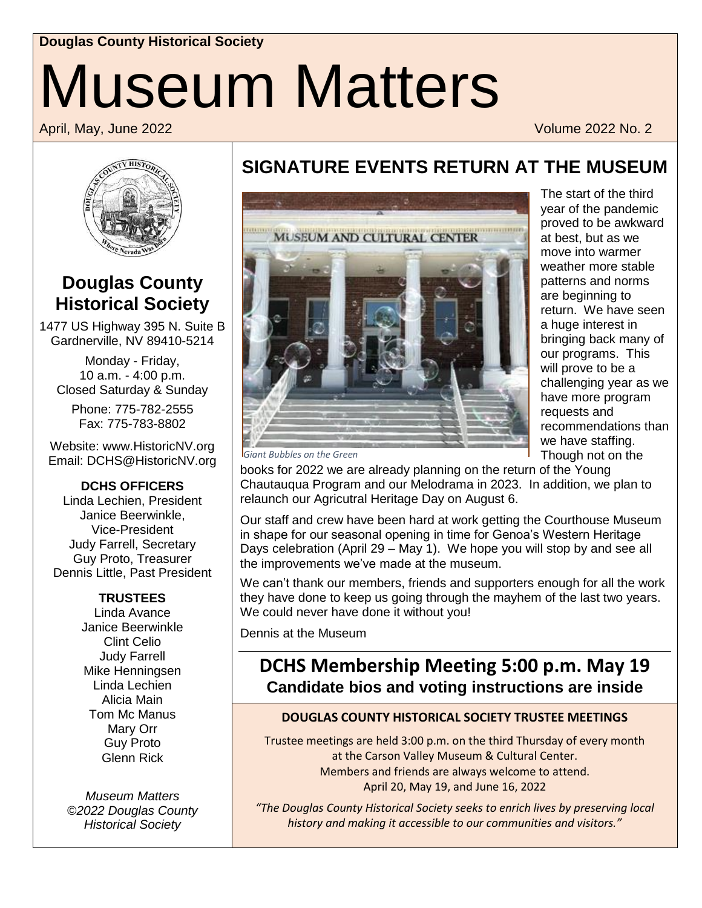**Douglas County Historical Society**

# Museum Matters

April, May, June 2022 Volume 2022 No. 2

## Douglas County Historical Society

1477 US Highway 395 N. Suite B
Gardnerville, NV 89410-5214

Monday - Friday,
10 a.m. - 4:00 p.m.
Closed Saturday & Sunday

Phone: 775-782-2555
Fax: 775-783-8802

Website: www.HistoricNV.org
Email: DCHS@HistoricNV.org

**DCHS OFFICERS**

Linda Lechien, President
Janice Beerwinkle, Vice-President
Judy Farrell, Secretary
Guy Proto, Treasurer
Dennis Little, Past President

**TRUSTEES**

Linda Avance
Janice Beerwinkle
Clint Celio
Judy Farrell
Mike Henningsen
Linda Lechien
Alicia Main
Tom Mc Manus
Mary Orr
Guy Proto
Glenn Rick

*Museum Matters ©2022 Douglas County Historical Society*

## SIGNATURE EVENTS RETURN AT THE MUSEUM

*Giant Bubbles on the Green*

The start of the third year of the pandemic proved to be awkward at best, but as we move into warmer weather more stable patterns and norms are beginning to return. We have seen a huge interest in bringing back many of our programs. This will prove to be a challenging year as we have more program requests and recommendations than we have staffing. Though not on the books for 2022 we are already planning on the return of the Young Chautauqua Program and our Melodrama in 2023. In addition, we plan to relaunch our Agricutral Heritage Day on August 6.

Our staff and crew have been hard at work getting the Courthouse Museum in shape for our seasonal opening in time for Genoa's Western Heritage Days celebration (April 29 – May 1). We hope you will stop by and see all the improvements we've made at the museum.

We can't thank our members, friends and supporters enough for all the work they have done to keep us going through the mayhem of the last two years. We could never have done it without you!

Dennis at the Museum

## DCHS Membership Meeting 5:00 p.m. May 19

**Candidate bios and voting instructions are inside**

**DOUGLAS COUNTY HISTORICAL SOCIETY TRUSTEE MEETINGS**

Trustee meetings are held 3:00 p.m. on the third Thursday of every month at the Carson Valley Museum & Cultural Center.
Members and friends are always welcome to attend.
April 20, May 19, and June 16, 2022

*"The Douglas County Historical Society seeks to enrich lives by preserving local history and making it accessible to our communities and visitors."*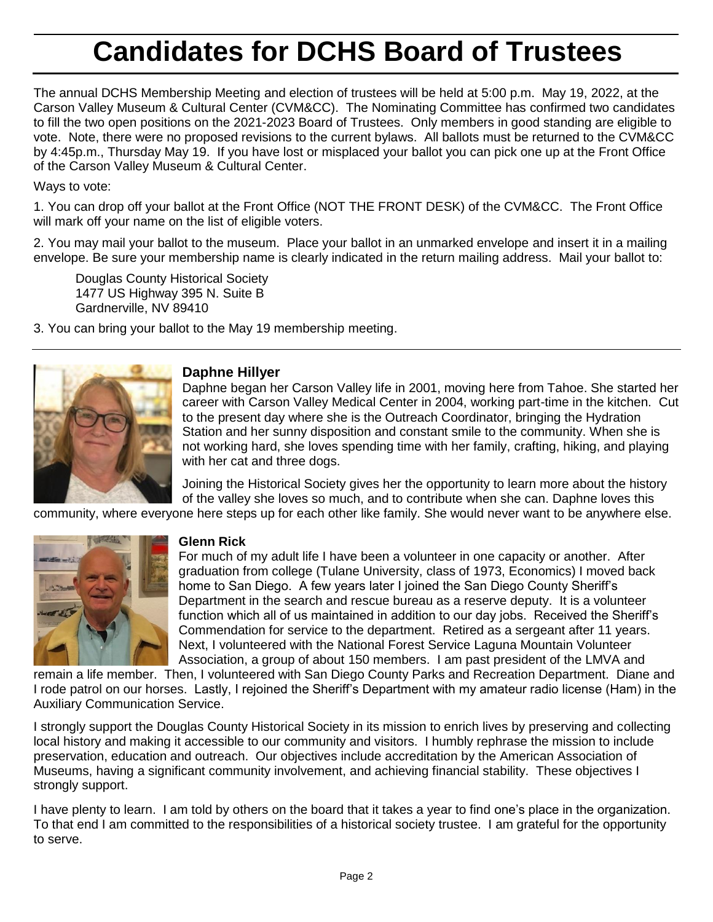# Candidates for DCHS Board of Trustees

The annual DCHS Membership Meeting and election of trustees will be held at 5:00 p.m. May 19, 2022, at the Carson Valley Museum & Cultural Center (CVM&CC). The Nominating Committee has confirmed two candidates to fill the two open positions on the 2021-2023 Board of Trustees. Only members in good standing are eligible to vote. Note, there were no proposed revisions to the current bylaws. All ballots must be returned to the CVM&CC by 4:45p.m., Thursday May 19. If you have lost or misplaced your ballot you can pick one up at the Front Office of the Carson Valley Museum & Cultural Center.

Ways to vote:

1. You can drop off your ballot at the Front Office (NOT THE FRONT DESK) of the CVM&CC. The Front Office will mark off your name on the list of eligible voters.

2. You may mail your ballot to the museum. Place your ballot in an unmarked envelope and insert it in a mailing envelope. Be sure your membership name is clearly indicated in the return mailing address. Mail your ballot to:

   Douglas County Historical Society
   1477 US Highway 395 N. Suite B
   Gardnerville, NV 89410

3. You can bring your ballot to the May 19 membership meeting.

---

**Daphne Hillyer**

Daphne began her Carson Valley life in 2001, moving here from Tahoe. She started her career with Carson Valley Medical Center in 2004, working part-time in the kitchen. Cut to the present day where she is the Outreach Coordinator, bringing the Hydration Station and her sunny disposition and constant smile to the community. When she is not working hard, she loves spending time with her family, crafting, hiking, and playing with her cat and three dogs.

Joining the Historical Society gives her the opportunity to learn more about the history of the valley she loves so much, and to contribute when she can. Daphne loves this community, where everyone here steps up for each other like family. She would never want to be anywhere else.

**Glenn Rick**

For much of my adult life I have been a volunteer in one capacity or another. After graduation from college (Tulane University, class of 1973, Economics) I moved back home to San Diego. A few years later I joined the San Diego County Sheriff's Department in the search and rescue bureau as a reserve deputy. It is a volunteer function which all of us maintained in addition to our day jobs. Received the Sheriff's Commendation for service to the department. Retired as a sergeant after 11 years. Next, I volunteered with the National Forest Service Laguna Mountain Volunteer Association, a group of about 150 members. I am past president of the LMVA and remain a life member. Then, I volunteered with San Diego County Parks and Recreation Department. Diane and I rode patrol on our horses. Lastly, I rejoined the Sheriff's Department with my amateur radio license (Ham) in the Auxiliary Communication Service.

I strongly support the Douglas County Historical Society in its mission to enrich lives by preserving and collecting local history and making it accessible to our community and visitors. I humbly rephrase the mission to include preservation, education and outreach. Our objectives include accreditation by the American Association of Museums, having a significant community involvement, and achieving financial stability. These objectives I strongly support.

I have plenty to learn. I am told by others on the board that it takes a year to find one's place in the organization. To that end I am committed to the responsibilities of a historical society trustee. I am grateful for the opportunity to serve.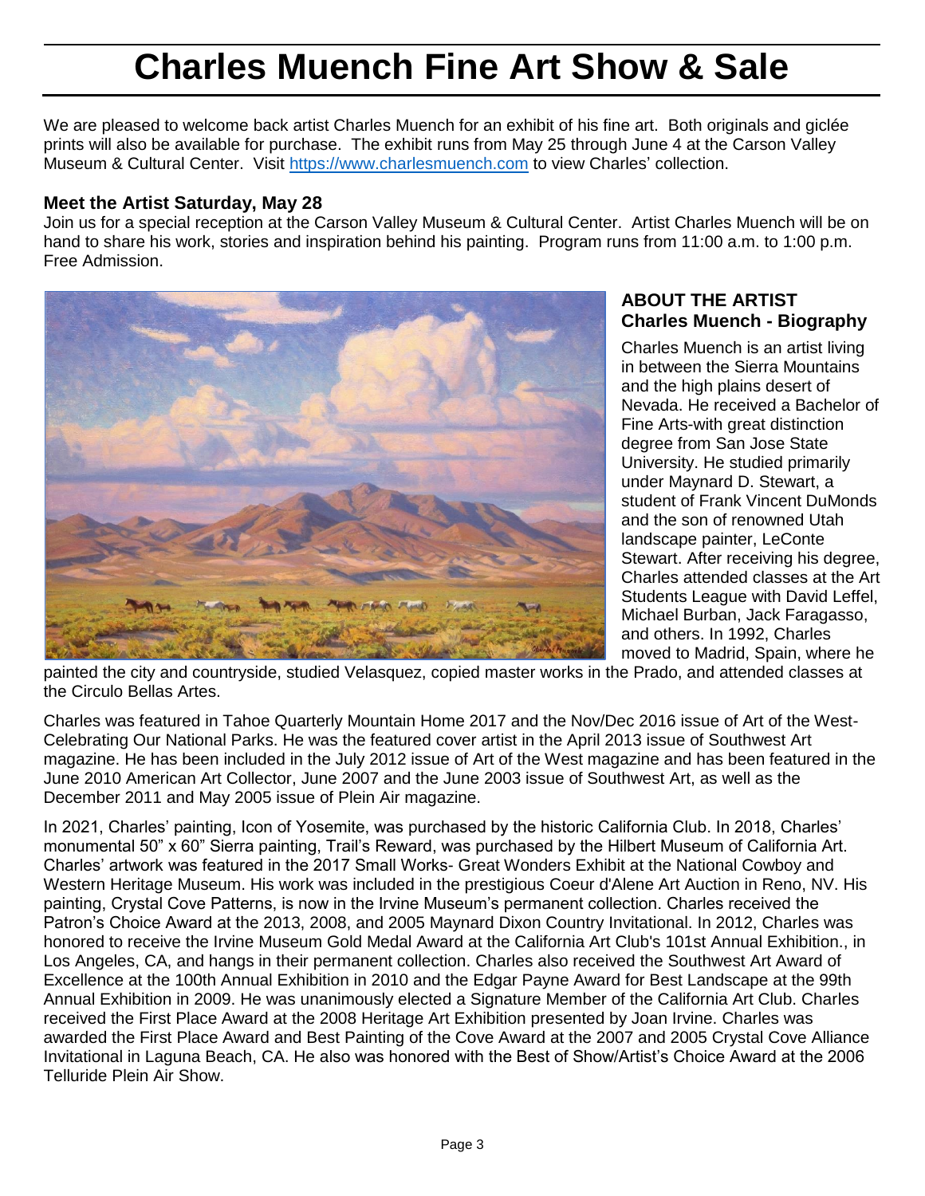# Charles Muench Fine Art Show & Sale

We are pleased to welcome back artist Charles Muench for an exhibit of his fine art. Both originals and giclée prints will also be available for purchase. The exhibit runs from May 25 through June 4 at the Carson Valley Museum & Cultural Center. Visit https://www.charlesmuench.com to view Charles' collection.

### Meet the Artist Saturday, May 28

Join us for a special reception at the Carson Valley Museum & Cultural Center. Artist Charles Muench will be on hand to share his work, stories and inspiration behind his painting. Program runs from 11:00 a.m. to 1:00 p.m. Free Admission.

### ABOUT THE ARTIST
### Charles Muench - Biography

Charles Muench is an artist living in between the Sierra Mountains and the high plains desert of Nevada. He received a Bachelor of Fine Arts-with great distinction degree from San Jose State University. He studied primarily under Maynard D. Stewart, a student of Frank Vincent DuMonds and the son of renowned Utah landscape painter, LeConte Stewart. After receiving his degree, Charles attended classes at the Art Students League with David Leffel, Michael Burban, Jack Faragasso, and others. In 1992, Charles moved to Madrid, Spain, where he painted the city and countryside, studied Velasquez, copied master works in the Prado, and attended classes at the Circulo Bellas Artes.

Charles was featured in Tahoe Quarterly Mountain Home 2017 and the Nov/Dec 2016 issue of Art of the West-Celebrating Our National Parks. He was the featured cover artist in the April 2013 issue of Southwest Art magazine. He has been included in the July 2012 issue of Art of the West magazine and has been featured in the June 2010 American Art Collector, June 2007 and the June 2003 issue of Southwest Art, as well as the December 2011 and May 2005 issue of Plein Air magazine.

In 2021, Charles' painting, Icon of Yosemite, was purchased by the historic California Club. In 2018, Charles' monumental 50" x 60" Sierra painting, Trail's Reward, was purchased by the Hilbert Museum of California Art. Charles' artwork was featured in the 2017 Small Works- Great Wonders Exhibit at the National Cowboy and Western Heritage Museum. His work was included in the prestigious Coeur d'Alene Art Auction in Reno, NV. His painting, Crystal Cove Patterns, is now in the Irvine Museum's permanent collection. Charles received the Patron's Choice Award at the 2013, 2008, and 2005 Maynard Dixon Country Invitational. In 2012, Charles was honored to receive the Irvine Museum Gold Medal Award at the California Art Club's 101st Annual Exhibition., in Los Angeles, CA, and hangs in their permanent collection. Charles also received the Southwest Art Award of Excellence at the 100th Annual Exhibition in 2010 and the Edgar Payne Award for Best Landscape at the 99th Annual Exhibition in 2009. He was unanimously elected a Signature Member of the California Art Club. Charles received the First Place Award at the 2008 Heritage Art Exhibition presented by Joan Irvine. Charles was awarded the First Place Award and Best Painting of the Cove Award at the 2007 and 2005 Crystal Cove Alliance Invitational in Laguna Beach, CA. He also was honored with the Best of Show/Artist's Choice Award at the 2006 Telluride Plein Air Show.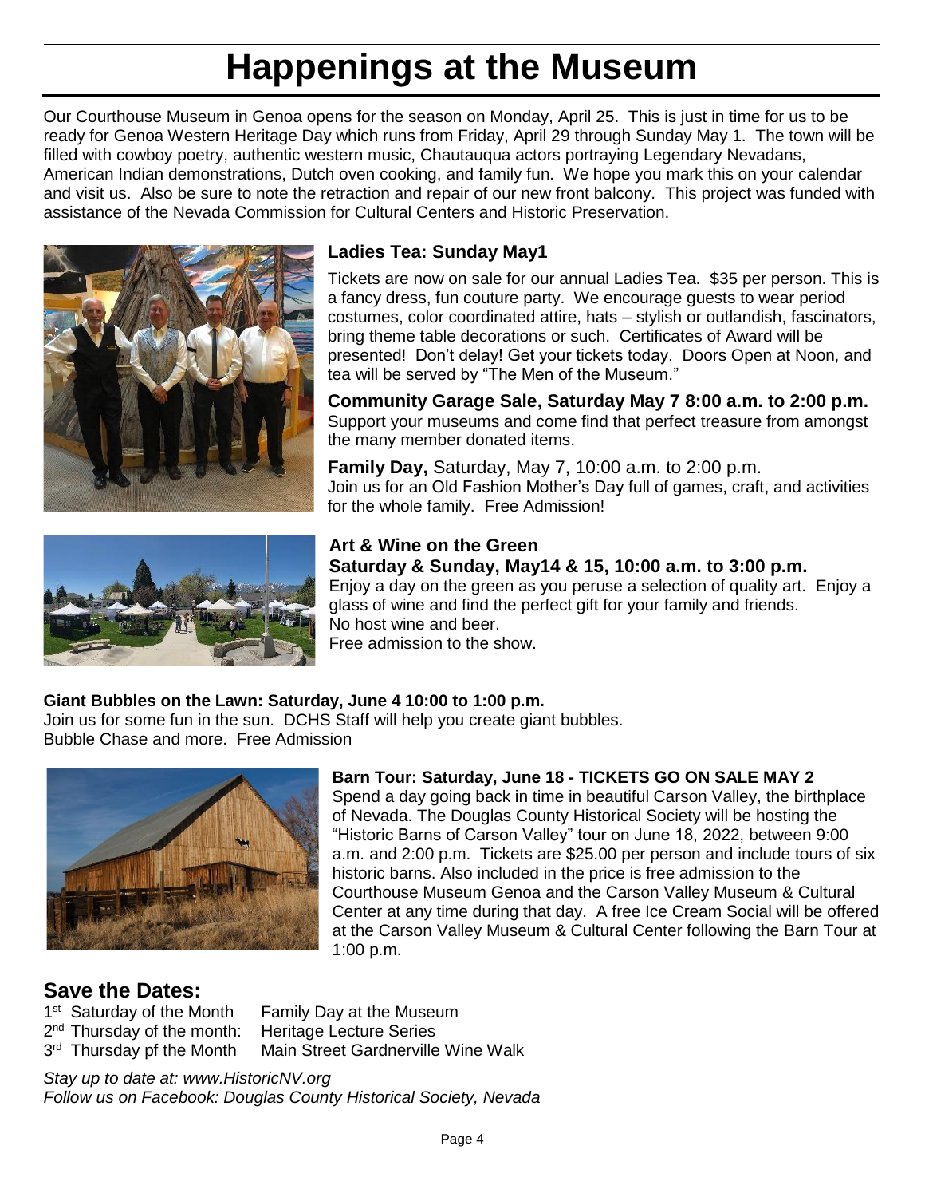# Happenings at the Museum

Our Courthouse Museum in Genoa opens for the season on Monday, April 25. This is just in time for us to be ready for Genoa Western Heritage Day which runs from Friday, April 29 through Sunday May 1. The town will be filled with cowboy poetry, authentic western music, Chautauqua actors portraying Legendary Nevadans, American Indian demonstrations, Dutch oven cooking, and family fun. We hope you mark this on your calendar and visit us. Also be sure to note the retraction and repair of our new front balcony. This project was funded with assistance of the Nevada Commission for Cultural Centers and Historic Preservation.

### Ladies Tea: Sunday May1

Tickets are now on sale for our annual Ladies Tea. $35 per person. This is a fancy dress, fun couture party. We encourage guests to wear period costumes, color coordinated attire, hats – stylish or outlandish, fascinators, bring theme table decorations or such. Certificates of Award will be presented! Don't delay! Get your tickets today. Doors Open at Noon, and tea will be served by "The Men of the Museum."

**Community Garage Sale, Saturday May 7 8:00 a.m. to 2:00 p.m.**
Support your museums and come find that perfect treasure from amongst the many member donated items.

**Family Day,** Saturday, May 7, 10:00 a.m. to 2:00 p.m.
Join us for an Old Fashion Mother's Day full of games, craft, and activities for the whole family. Free Admission!

**Art & Wine on the Green**
**Saturday & Sunday, May14 & 15, 10:00 a.m. to 3:00 p.m.**
Enjoy a day on the green as you peruse a selection of quality art. Enjoy a glass of wine and find the perfect gift for your family and friends.
No host wine and beer.
Free admission to the show.

**Giant Bubbles on the Lawn: Saturday, June 4 10:00 to 1:00 p.m.**
Join us for some fun in the sun. DCHS Staff will help you create giant bubbles.
Bubble Chase and more. Free Admission

**Barn Tour: Saturday, June 18 - TICKETS GO ON SALE MAY 2**
Spend a day going back in time in beautiful Carson Valley, the birthplace of Nevada. The Douglas County Historical Society will be hosting the "Historic Barns of Carson Valley" tour on June 18, 2022, between 9:00 a.m. and 2:00 p.m. Tickets are $25.00 per person and include tours of six historic barns. Also included in the price is free admission to the Courthouse Museum Genoa and the Carson Valley Museum & Cultural Center at any time during that day. A free Ice Cream Social will be offered at the Carson Valley Museum & Cultural Center following the Barn Tour at 1:00 p.m.

## Save the Dates:

1st Saturday of the Month — Family Day at the Museum
2nd Thursday of the month: — Heritage Lecture Series
3rd Thursday pf the Month — Main Street Gardnerville Wine Walk

*Stay up to date at: www.HistoricNV.org*
*Follow us on Facebook: Douglas County Historical Society, Nevada*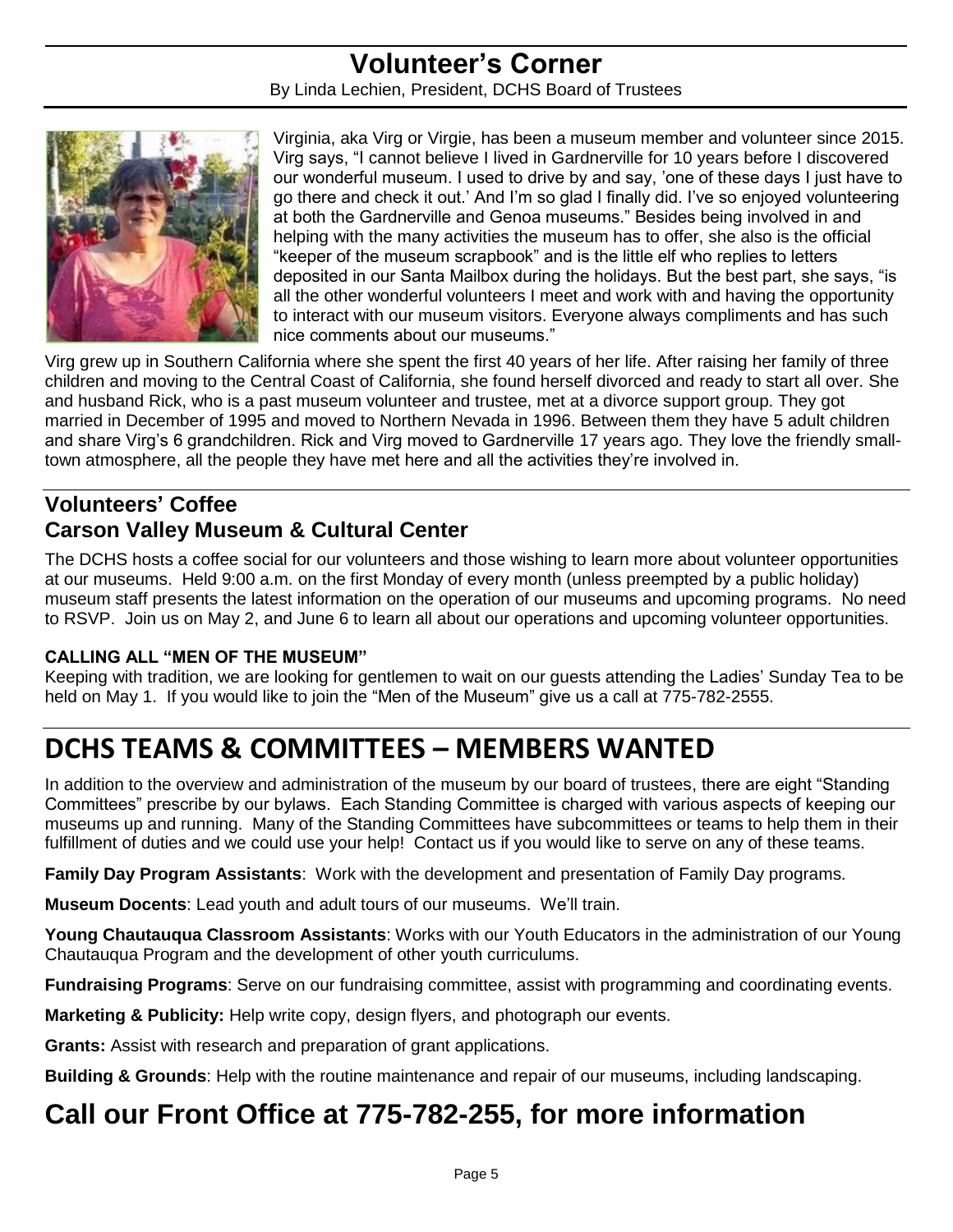# Volunteer's Corner

By Linda Lechien, President, DCHS Board of Trustees

Virginia, aka Virg or Virgie, has been a museum member and volunteer since 2015. Virg says, "I cannot believe I lived in Gardnerville for 10 years before I discovered our wonderful museum. I used to drive by and say, 'one of these days I just have to go there and check it out.' And I'm so glad I finally did. I've so enjoyed volunteering at both the Gardnerville and Genoa museums." Besides being involved in and helping with the many activities the museum has to offer, she also is the official "keeper of the museum scrapbook" and is the little elf who replies to letters deposited in our Santa Mailbox during the holidays. But the best part, she says, "is all the other wonderful volunteers I meet and work with and having the opportunity to interact with our museum visitors. Everyone always compliments and has such nice comments about our museums."

Virg grew up in Southern California where she spent the first 40 years of her life. After raising her family of three children and moving to the Central Coast of California, she found herself divorced and ready to start all over. She and husband Rick, who is a past museum volunteer and trustee, met at a divorce support group. They got married in December of 1995 and moved to Northern Nevada in 1996. Between them they have 5 adult children and share Virg's 6 grandchildren. Rick and Virg moved to Gardnerville 17 years ago. They love the friendly small-town atmosphere, all the people they have met here and all the activities they're involved in.

## Volunteers' Coffee
## Carson Valley Museum & Cultural Center

The DCHS hosts a coffee social for our volunteers and those wishing to learn more about volunteer opportunities at our museums. Held 9:00 a.m. on the first Monday of every month (unless preempted by a public holiday) museum staff presents the latest information on the operation of our museums and upcoming programs. No need to RSVP. Join us on May 2, and June 6 to learn all about our operations and upcoming volunteer opportunities.

### CALLING ALL "MEN OF THE MUSEUM"

Keeping with tradition, we are looking for gentlemen to wait on our guests attending the Ladies' Sunday Tea to be held on May 1. If you would like to join the "Men of the Museum" give us a call at 775-782-2555.

# DCHS TEAMS & COMMITTEES – MEMBERS WANTED

In addition to the overview and administration of the museum by our board of trustees, there are eight "Standing Committees" prescribe by our bylaws. Each Standing Committee is charged with various aspects of keeping our museums up and running. Many of the Standing Committees have subcommittees or teams to help them in their fulfillment of duties and we could use your help! Contact us if you would like to serve on any of these teams.

**Family Day Program Assistants**: Work with the development and presentation of Family Day programs.

**Museum Docents**: Lead youth and adult tours of our museums. We'll train.

**Young Chautauqua Classroom Assistants**: Works with our Youth Educators in the administration of our Young Chautauqua Program and the development of other youth curriculums.

**Fundraising Programs**: Serve on our fundraising committee, assist with programming and coordinating events.

**Marketing & Publicity:** Help write copy, design flyers, and photograph our events.

**Grants:** Assist with research and preparation of grant applications.

**Building & Grounds**: Help with the routine maintenance and repair of our museums, including landscaping.

# Call our Front Office at 775-782-255, for more information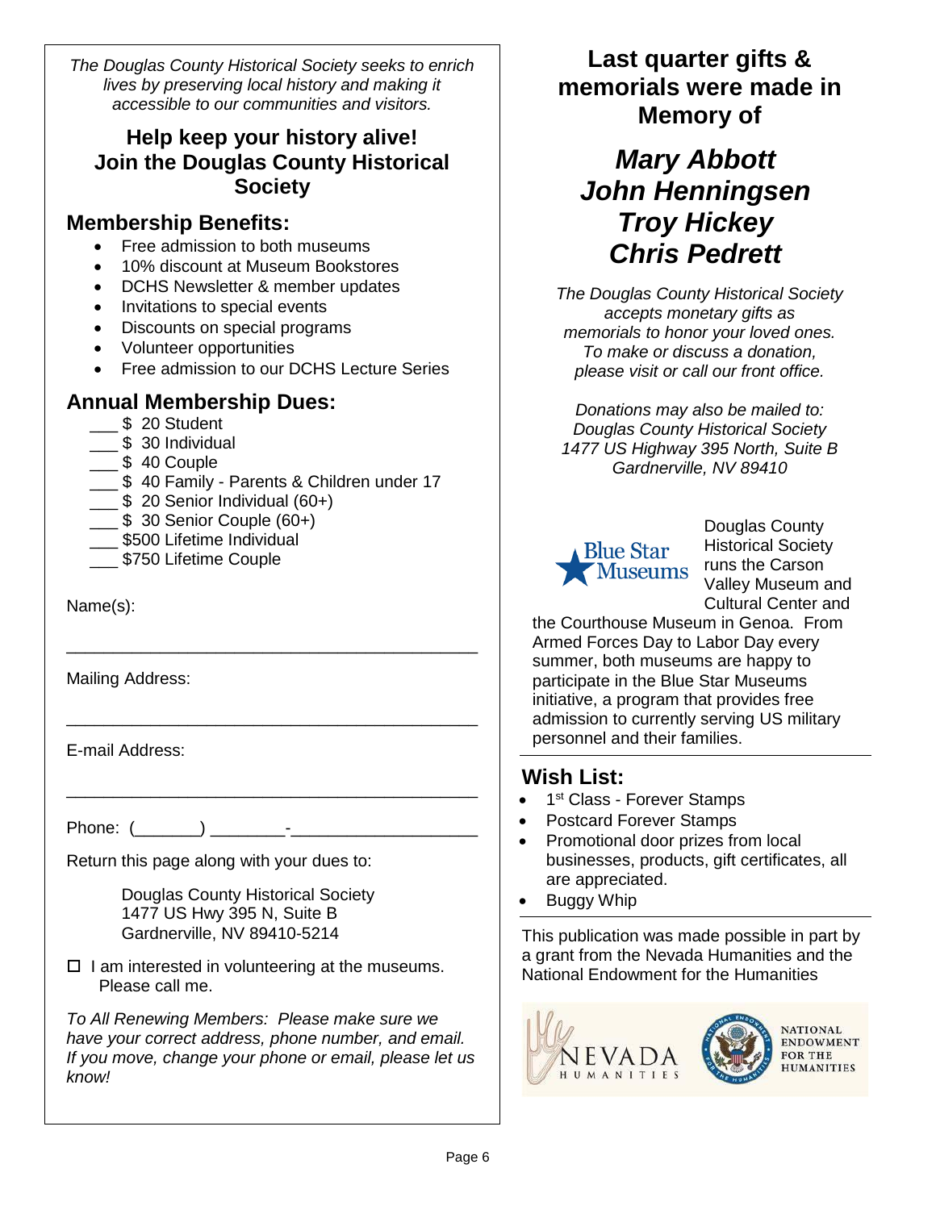*The Douglas County Historical Society seeks to enrich lives by preserving local history and making it accessible to our communities and visitors.*

## Help keep your history alive! Join the Douglas County Historical Society

### Membership Benefits:

- Free admission to both museums
- 10% discount at Museum Bookstores
- DCHS Newsletter & member updates
- Invitations to special events
- Discounts on special programs
- Volunteer opportunities
- Free admission to our DCHS Lecture Series

### Annual Membership Dues:

___ $ 20 Student
___ $ 30 Individual
___ $ 40 Couple
___ $ 40 Family - Parents & Children under 17
___ $ 20 Senior Individual (60+)
___ $ 30 Senior Couple (60+)
___ $500 Lifetime Individual
___ $750 Lifetime Couple

Name(s):

______________________________________________

Mailing Address:

______________________________________________

E-mail Address:

______________________________________________

Phone: (_______) ________-____________________

Return this page along with your dues to:

Douglas County Historical Society
1477 US Hwy 395 N, Suite B
Gardnerville, NV 89410-5214

☐ I am interested in volunteering at the museums. Please call me.

*To All Renewing Members: Please make sure we have your correct address, phone number, and email. If you move, change your phone or email, please let us know!*

## Last quarter gifts & memorials were made in Memory of

***Mary Abbott***
***John Henningsen***
***Troy Hickey***
***Chris Pedrett***

*The Douglas County Historical Society accepts monetary gifts as memorials to honor your loved ones. To make or discuss a donation, please visit or call our front office.*

*Donations may also be mailed to:*
*Douglas County Historical Society*
*1477 US Highway 395 North, Suite B*
*Gardnerville, NV 89410*

Blue Star Museums

Douglas County Historical Society runs the Carson Valley Museum and Cultural Center and the Courthouse Museum in Genoa. From Armed Forces Day to Labor Day every summer, both museums are happy to participate in the Blue Star Museums initiative, a program that provides free admission to currently serving US military personnel and their families.

### Wish List:

- 1st Class - Forever Stamps
- Postcard Forever Stamps
- Promotional door prizes from local businesses, products, gift certificates, all are appreciated.
- Buggy Whip

This publication was made possible in part by a grant from the Nevada Humanities and the National Endowment for the Humanities

NEVADA HUMANITIES    NATIONAL ENDOWMENT FOR THE HUMANITIES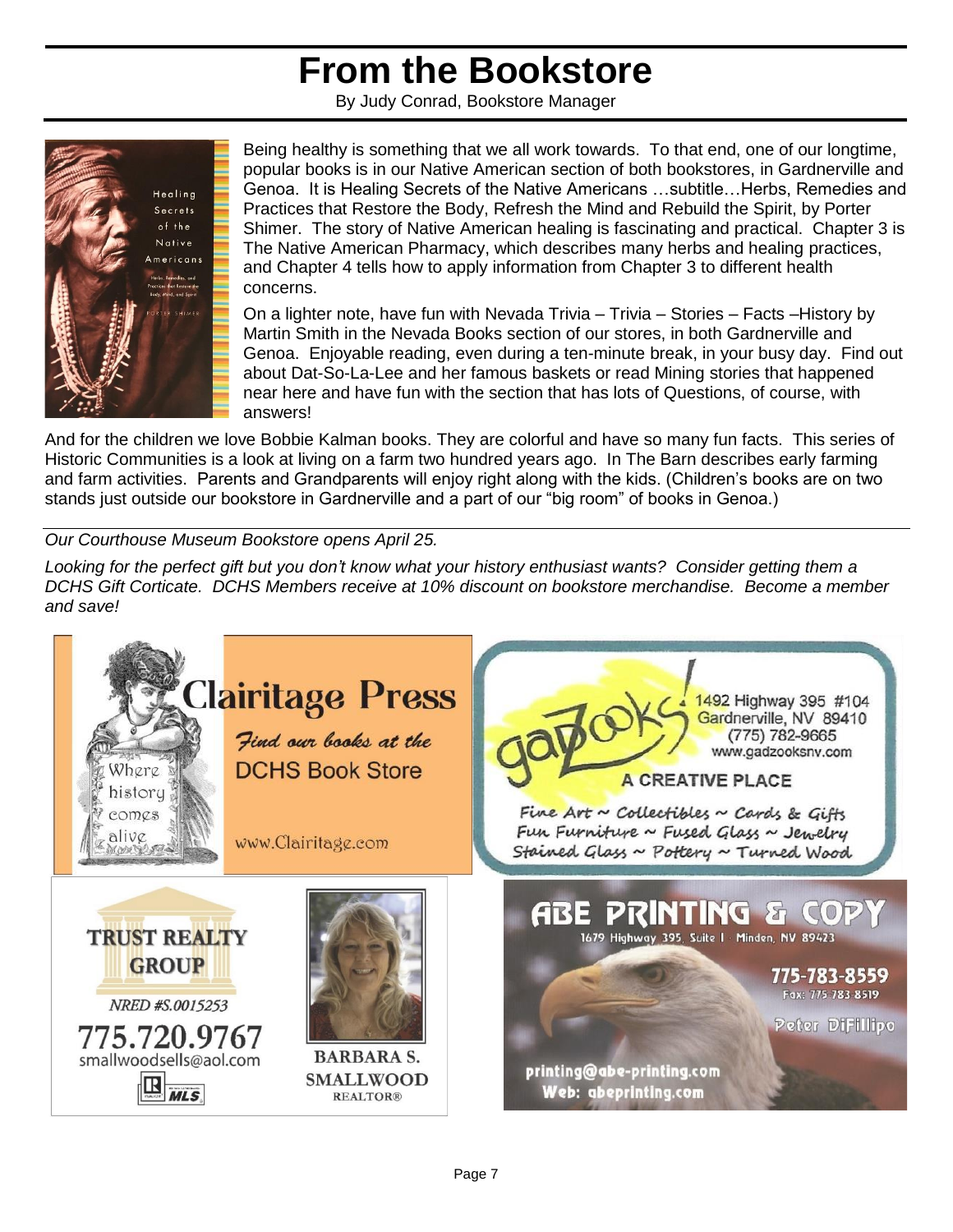# From the Bookstore

By Judy Conrad, Bookstore Manager

Being healthy is something that we all work towards. To that end, one of our longtime, popular books is in our Native American section of both bookstores, in Gardnerville and Genoa. It is Healing Secrets of the Native Americans …subtitle…Herbs, Remedies and Practices that Restore the Body, Refresh the Mind and Rebuild the Spirit, by Porter Shimer. The story of Native American healing is fascinating and practical. Chapter 3 is The Native American Pharmacy, which describes many herbs and healing practices, and Chapter 4 tells how to apply information from Chapter 3 to different health concerns.

On a lighter note, have fun with Nevada Trivia – Trivia – Stories – Facts –History by Martin Smith in the Nevada Books section of our stores, in both Gardnerville and Genoa. Enjoyable reading, even during a ten-minute break, in your busy day. Find out about Dat-So-La-Lee and her famous baskets or read Mining stories that happened near here and have fun with the section that has lots of Questions, of course, with answers!

And for the children we love Bobbie Kalman books. They are colorful and have so many fun facts. This series of Historic Communities is a look at living on a farm two hundred years ago. In The Barn describes early farming and farm activities. Parents and Grandparents will enjoy right along with the kids. (Children's books are on two stands just outside our bookstore in Gardnerville and a part of our "big room" of books in Genoa.)

---

*Our Courthouse Museum Bookstore opens April 25.*

*Looking for the perfect gift but you don't know what your history enthusiast wants? Consider getting them a DCHS Gift Corticate. DCHS Members receive at 10% discount on bookstore merchandise. Become a member and save!*

**Clairitage Press**

Where history comes alive

*Find our books at the* DCHS Book Store

www.Clairitage.com

**gazooks!**

1492 Highway 395 #104
Gardnerville, NV 89410
(775) 782-9665
www.gadzooksnv.com

A CREATIVE PLACE

Fine Art ~ Collectibles ~ Cards & Gifts
Fun Furniture ~ Fused Glass ~ Jewelry
Stained Glass ~ Pottery ~ Turned Wood

**TRUST REALTY GROUP**

NRED #S.0015253

775.720.9767
smallwoodsells@aol.com

MLS

BARBARA S. SMALLWOOD
REALTOR®

**ABE PRINTING & COPY**

1679 Highway 395, Suite I · Minden, NV 89423

775-783-8559
Fax: 775-783-8519

Peter DiFillipo

printing@abe-printing.com
Web: abeprinting.com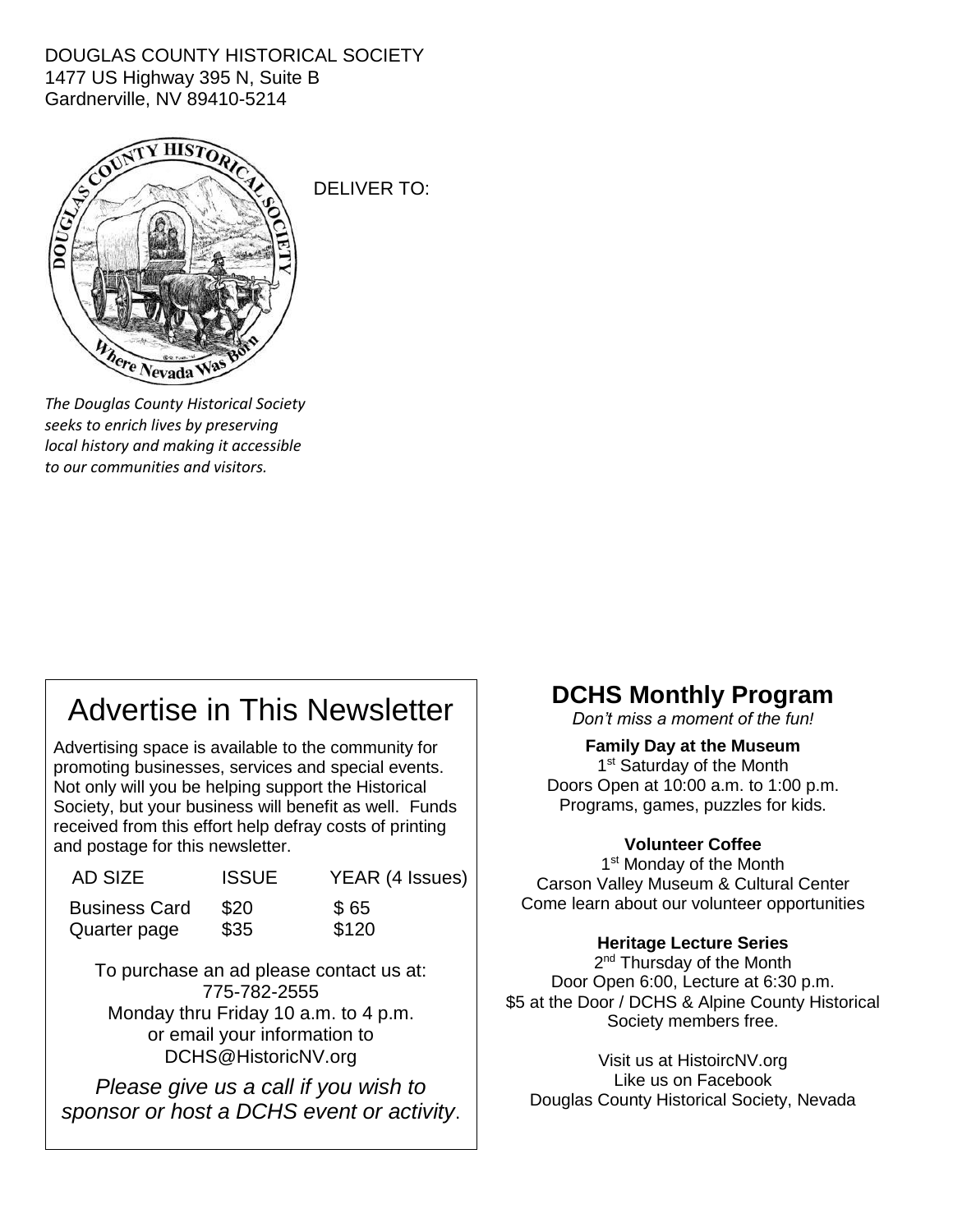DOUGLAS COUNTY HISTORICAL SOCIETY
1477 US Highway 395 N, Suite B
Gardnerville, NV 89410-5214

DELIVER TO:

*The Douglas County Historical Society seeks to enrich lives by preserving local history and making it accessible to our communities and visitors.*

# Advertise in This Newsletter

Advertising space is available to the community for promoting businesses, services and special events. Not only will you be helping support the Historical Society, but your business will benefit as well. Funds received from this effort help defray costs of printing and postage for this newsletter.

| AD SIZE | ISSUE | YEAR (4 Issues) |
|---|---|---|
| Business Card | $20 | $ 65 |
| Quarter page | $35 | $120 |

To purchase an ad please contact us at:
775-782-2555
Monday thru Friday 10 a.m. to 4 p.m.
or email your information to
DCHS@HistoricNV.org

*Please give us a call if you wish to sponsor or host a DCHS event or activity*.

## DCHS Monthly Program

*Don't miss a moment of the fun!*

**Family Day at the Museum**
1st Saturday of the Month
Doors Open at 10:00 a.m. to 1:00 p.m.
Programs, games, puzzles for kids.

**Volunteer Coffee**
1st Monday of the Month
Carson Valley Museum & Cultural Center
Come learn about our volunteer opportunities

**Heritage Lecture Series**
2nd Thursday of the Month
Door Open 6:00, Lecture at 6:30 p.m.
$5 at the Door / DCHS & Alpine County Historical Society members free.

Visit us at HistoircNV.org
Like us on Facebook
Douglas County Historical Society, Nevada